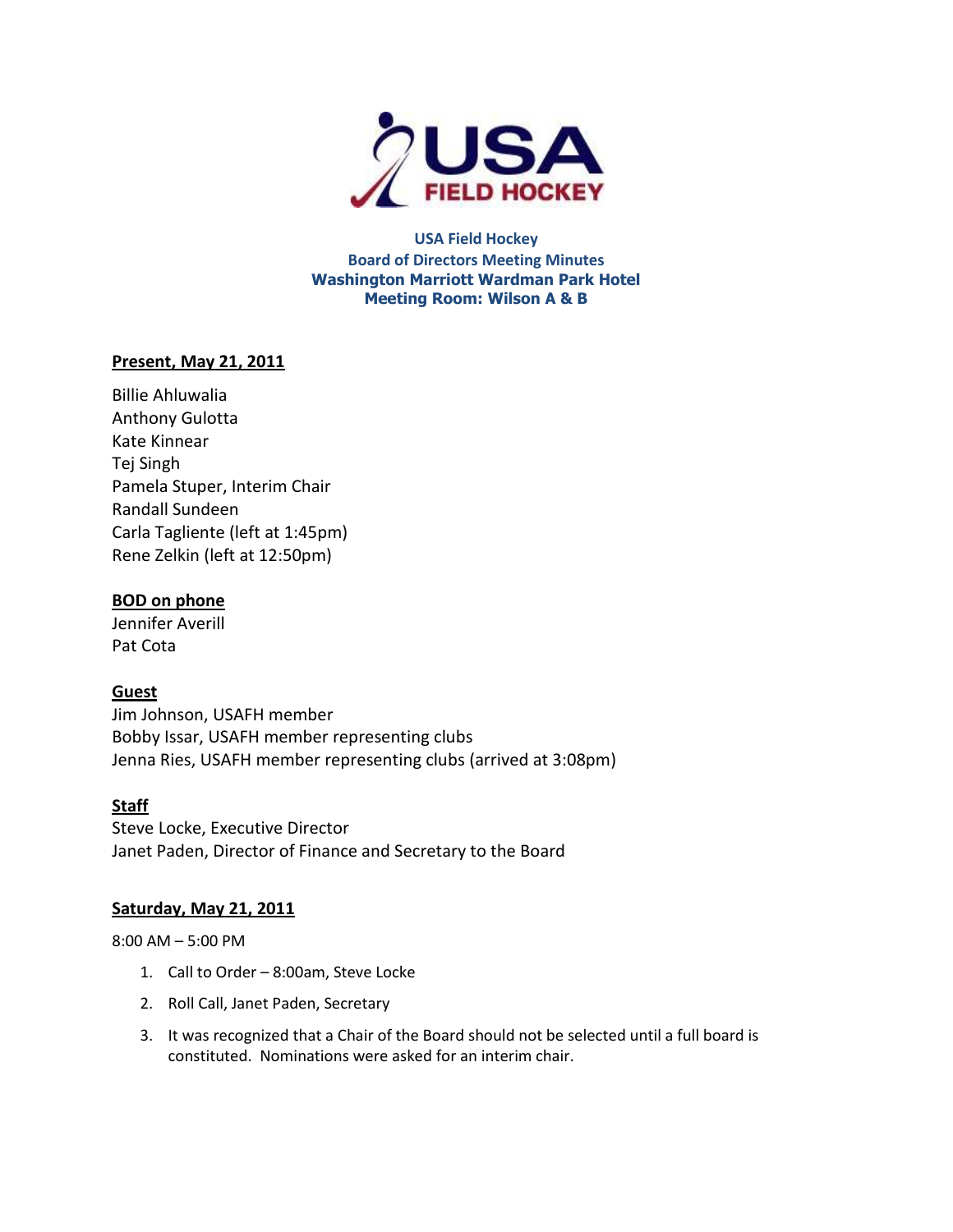**USA Field Hockey**
**Board of Directors Meeting Minutes**
**Washington Marriott Wardman Park Hotel**
**Meeting Room: Wilson A & B**

**Present, May 21, 2011**

Billie Ahluwalia
Anthony Gulotta
Kate Kinnear
Tej Singh
Pamela Stuper, Interim Chair
Randall Sundeen
Carla Tagliente (left at 1:45pm)
Rene Zelkin (left at 12:50pm)

**BOD on phone**

Jennifer Averill
Pat Cota

**Guest**

Jim Johnson, USAFH member
Bobby Issar, USAFH member representing clubs
Jenna Ries, USAFH member representing clubs (arrived at 3:08pm)

**Staff**

Steve Locke, Executive Director
Janet Paden, Director of Finance and Secretary to the Board

**Saturday, May 21, 2011**

8:00 AM – 5:00 PM

1. Call to Order – 8:00am, Steve Locke
2. Roll Call, Janet Paden, Secretary
3. It was recognized that a Chair of the Board should not be selected until a full board is constituted. Nominations were asked for an interim chair.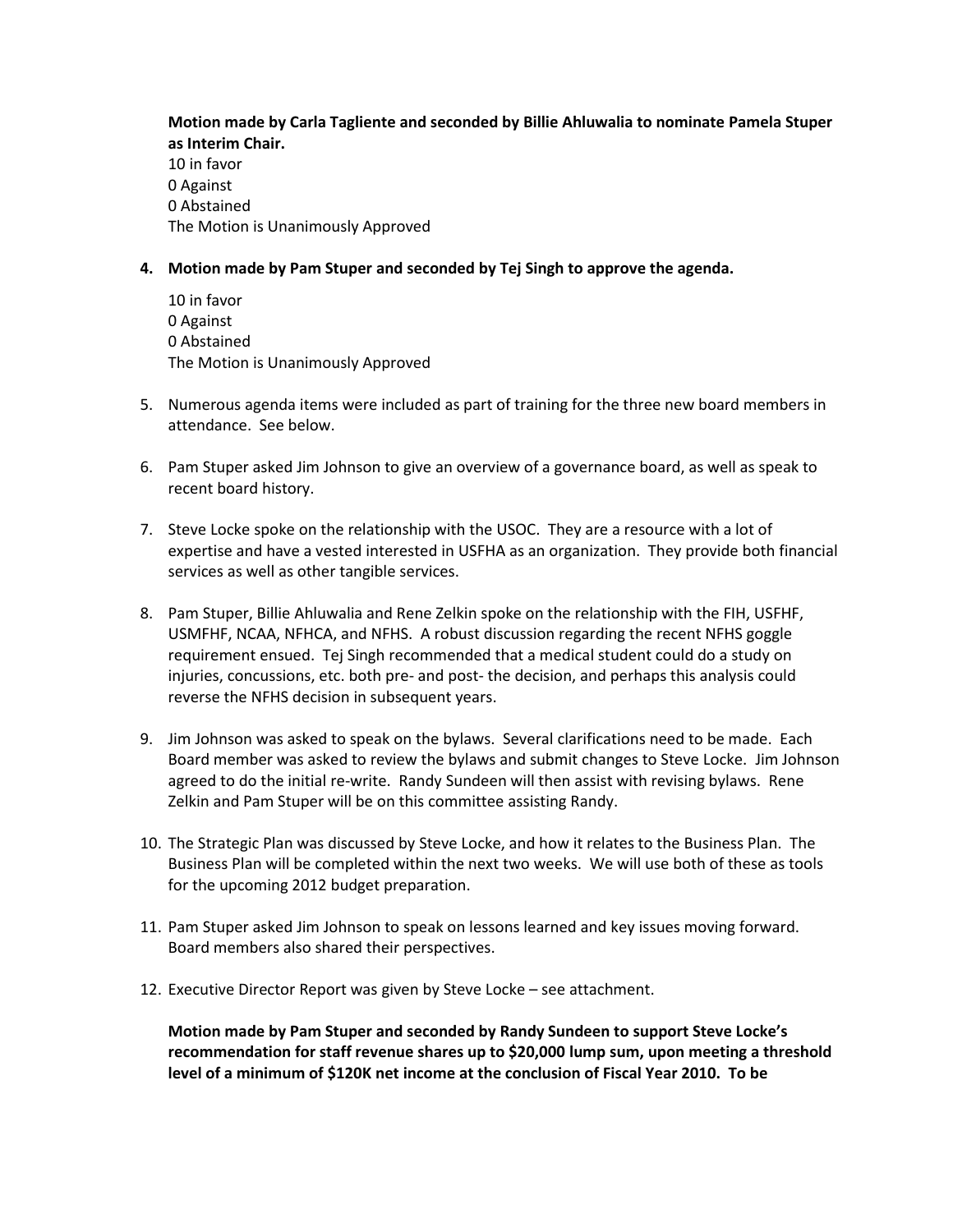**Motion made by Carla Tagliente and seconded by Billie Ahluwalia to nominate Pamela Stuper as Interim Chair.**
10 in favor
0 Against
0 Abstained
The Motion is Unanimously Approved

4. **Motion made by Pam Stuper and seconded by Tej Singh to approve the agenda.**

   10 in favor
   0 Against
   0 Abstained
   The Motion is Unanimously Approved

5. Numerous agenda items were included as part of training for the three new board members in attendance. See below.

6. Pam Stuper asked Jim Johnson to give an overview of a governance board, as well as speak to recent board history.

7. Steve Locke spoke on the relationship with the USOC. They are a resource with a lot of expertise and have a vested interested in USFHA as an organization. They provide both financial services as well as other tangible services.

8. Pam Stuper, Billie Ahluwalia and Rene Zelkin spoke on the relationship with the FIH, USFHF, USMFHF, NCAA, NFHCA, and NFHS. A robust discussion regarding the recent NFHS goggle requirement ensued. Tej Singh recommended that a medical student could do a study on injuries, concussions, etc. both pre- and post- the decision, and perhaps this analysis could reverse the NFHS decision in subsequent years.

9. Jim Johnson was asked to speak on the bylaws. Several clarifications need to be made. Each Board member was asked to review the bylaws and submit changes to Steve Locke. Jim Johnson agreed to do the initial re-write. Randy Sundeen will then assist with revising bylaws. Rene Zelkin and Pam Stuper will be on this committee assisting Randy.

10. The Strategic Plan was discussed by Steve Locke, and how it relates to the Business Plan. The Business Plan will be completed within the next two weeks. We will use both of these as tools for the upcoming 2012 budget preparation.

11. Pam Stuper asked Jim Johnson to speak on lessons learned and key issues moving forward. Board members also shared their perspectives.

12. Executive Director Report was given by Steve Locke – see attachment.

    **Motion made by Pam Stuper and seconded by Randy Sundeen to support Steve Locke's recommendation for staff revenue shares up to $20,000 lump sum, upon meeting a threshold level of a minimum of $120K net income at the conclusion of Fiscal Year 2010. To be**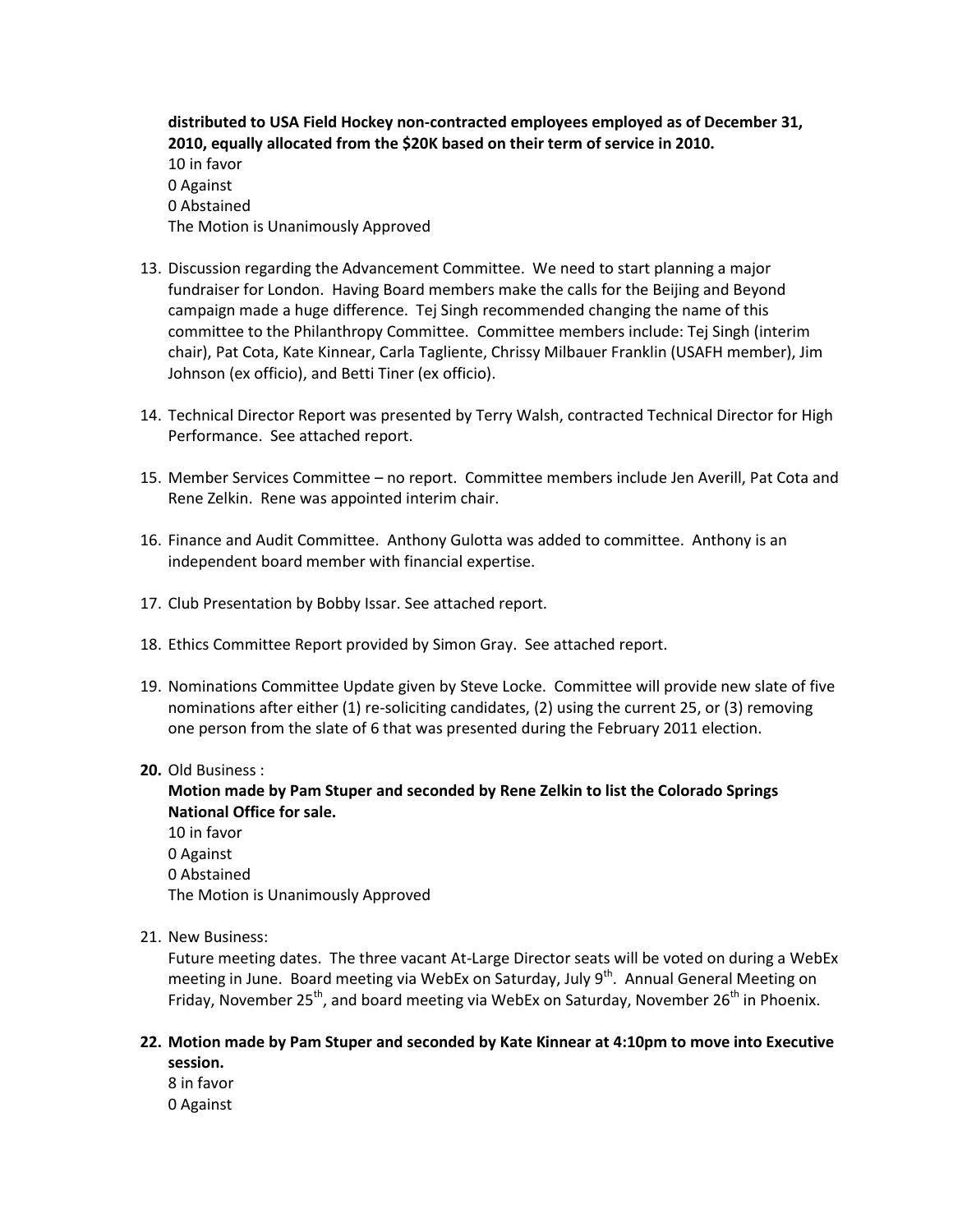**distributed to USA Field Hockey non-contracted employees employed as of December 31, 2010, equally allocated from the $20K based on their term of service in 2010.**
10 in favor
0 Against
0 Abstained
The Motion is Unanimously Approved

13. Discussion regarding the Advancement Committee. We need to start planning a major fundraiser for London. Having Board members make the calls for the Beijing and Beyond campaign made a huge difference. Tej Singh recommended changing the name of this committee to the Philanthropy Committee. Committee members include: Tej Singh (interim chair), Pat Cota, Kate Kinnear, Carla Tagliente, Chrissy Milbauer Franklin (USAFH member), Jim Johnson (ex officio), and Betti Tiner (ex officio).

14. Technical Director Report was presented by Terry Walsh, contracted Technical Director for High Performance. See attached report.

15. Member Services Committee – no report. Committee members include Jen Averill, Pat Cota and Rene Zelkin. Rene was appointed interim chair.

16. Finance and Audit Committee. Anthony Gulotta was added to committee. Anthony is an independent board member with financial expertise.

17. Club Presentation by Bobby Issar. See attached report.

18. Ethics Committee Report provided by Simon Gray. See attached report.

19. Nominations Committee Update given by Steve Locke. Committee will provide new slate of five nominations after either (1) re-soliciting candidates, (2) using the current 25, or (3) removing one person from the slate of 6 that was presented during the February 2011 election.

20. **Old Business :**
**Motion made by Pam Stuper and seconded by Rene Zelkin to list the Colorado Springs National Office for sale.**
10 in favor
0 Against
0 Abstained
The Motion is Unanimously Approved

21. New Business:
Future meeting dates. The three vacant At-Large Director seats will be voted on during a WebEx meeting in June. Board meeting via WebEx on Saturday, July 9th. Annual General Meeting on Friday, November 25th, and board meeting via WebEx on Saturday, November 26th in Phoenix.

22. **Motion made by Pam Stuper and seconded by Kate Kinnear at 4:10pm to move into Executive session.**
8 in favor
0 Against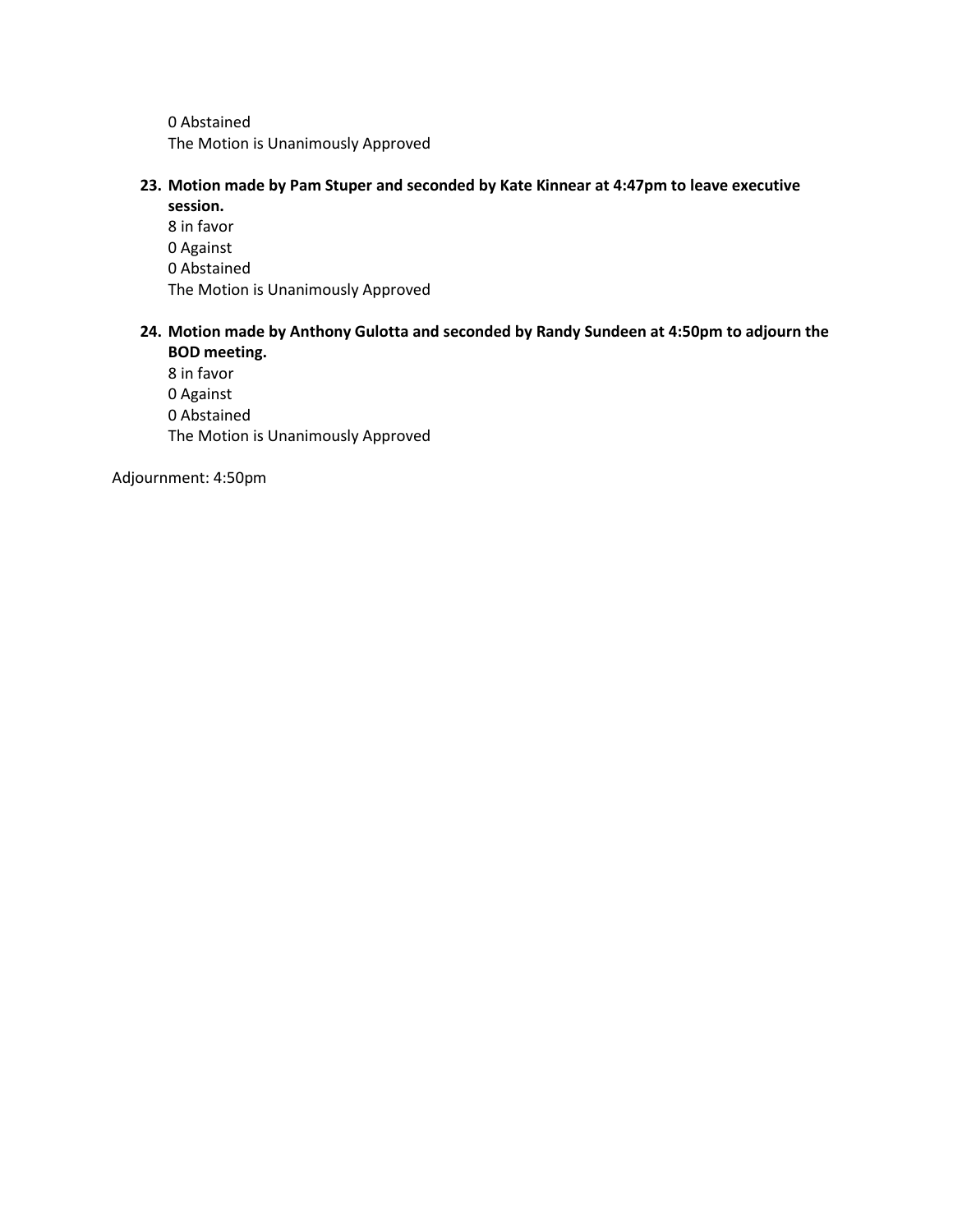0 Abstained
The Motion is Unanimously Approved

23. **Motion made by Pam Stuper and seconded by Kate Kinnear at 4:47pm to leave executive session.**
    8 in favor
    0 Against
    0 Abstained
    The Motion is Unanimously Approved

24. **Motion made by Anthony Gulotta and seconded by Randy Sundeen at 4:50pm to adjourn the BOD meeting.**
    8 in favor
    0 Against
    0 Abstained
    The Motion is Unanimously Approved

Adjournment: 4:50pm